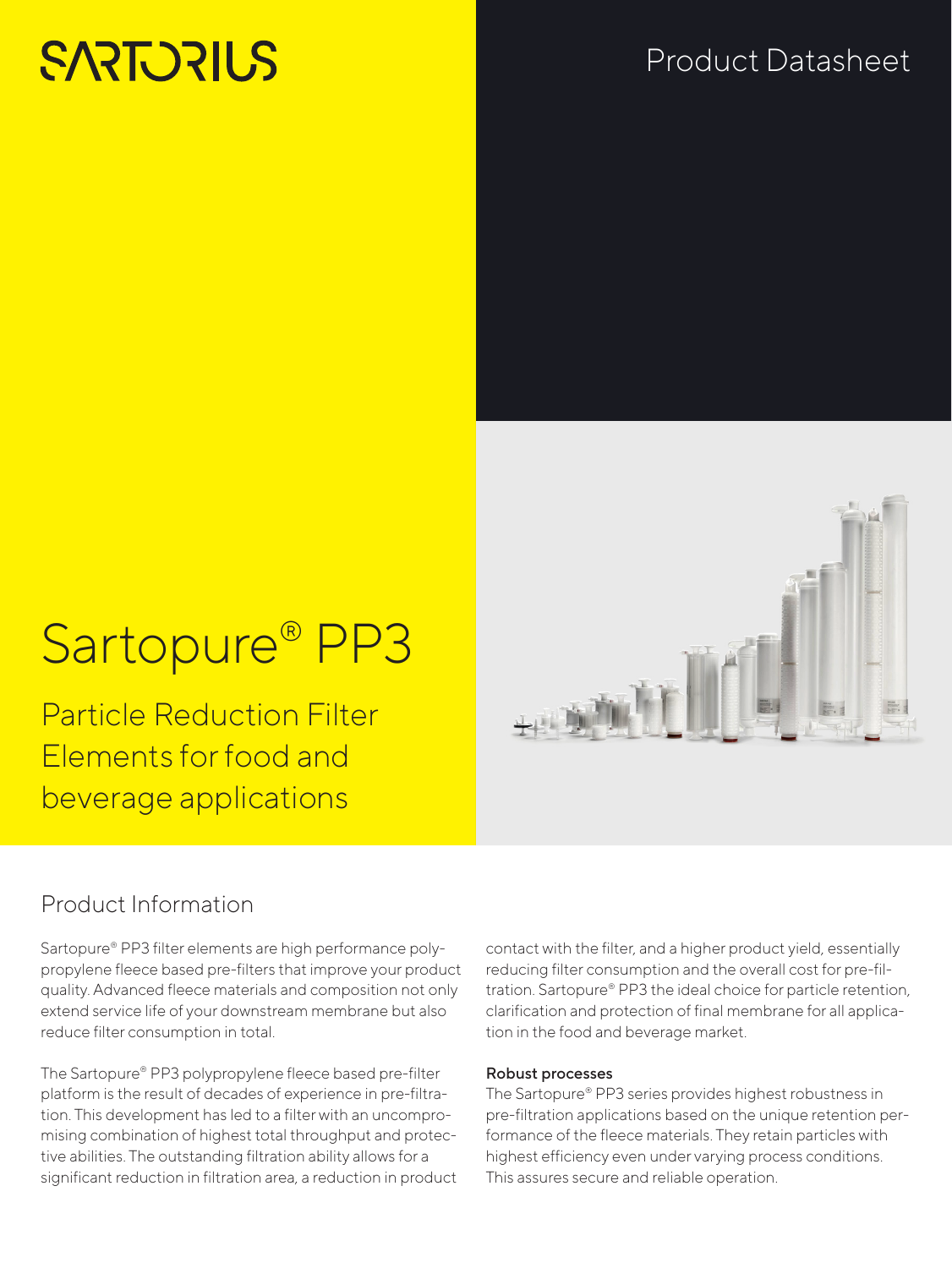SARTORIUS

Product Datasheet

# Sartopure® PP3

Particle Reduction Filter Elements for food and beverage applications

## Product Information

Sartopure® PP3 filter elements are high performance polypropylene fleece based pre-filters that improve your product quality. Advanced fleece materials and composition not only extend service life of your downstream membrane but also reduce filter consumption in total.

The Sartopure® PP3 polypropylene fleece based pre-filter platform is the result of decades of experience in pre-filtration. This development has led to a filter with an uncompromising combination of highest total throughput and protective abilities. The outstanding filtration ability allows for a significant reduction in filtration area, a reduction in product contact with the filter, and a higher product yield, essentially reducing filter consumption and the overall cost for pre-filtration. Sartopure® PP3 the ideal choice for particle retention, clarification and protection of final membrane for all application in the food and beverage market.

**Robust processes**
The Sartopure® PP3 series provides highest robustness in pre-filtration applications based on the unique retention performance of the fleece materials. They retain particles with highest efficiency even under varying process conditions. This assures secure and reliable operation.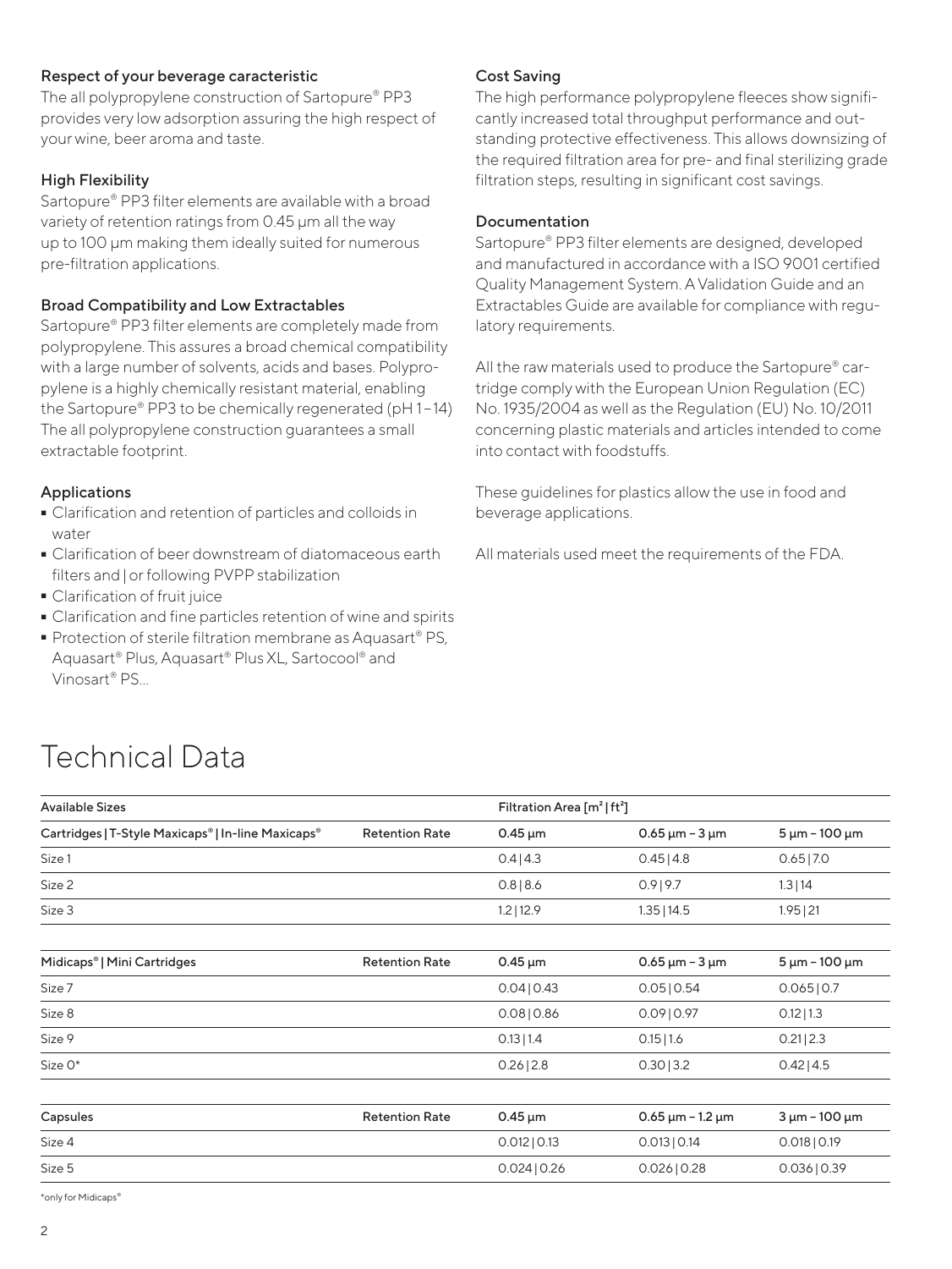### Respect of your beverage caracteristic

The all polypropylene construction of Sartopure® PP3 provides very low adsorption assuring the high respect of your wine, beer aroma and taste.

### High Flexibility

Sartopure® PP3 filter elements are available with a broad variety of retention ratings from 0.45 µm all the way up to 100 µm making them ideally suited for numerous pre-filtration applications.

### Broad Compatibility and Low Extractables

Sartopure® PP3 filter elements are completely made from polypropylene. This assures a broad chemical compatibility with a large number of solvents, acids and bases. Polypropylene is a highly chemically resistant material, enabling the Sartopure® PP3 to be chemically regenerated (pH 1–14) The all polypropylene construction guarantees a small extractable footprint.

### Applications

- Clarification and retention of particles and colloids in water
- Clarification of beer downstream of diatomaceous earth filters and | or following PVPP stabilization
- Clarification of fruit juice
- Clarification and fine particles retention of wine and spirits
- Protection of sterile filtration membrane as Aquasart® PS, Aquasart® Plus, Aquasart® Plus XL, Sartocool® and Vinosart® PS...

### Cost Saving

The high performance polypropylene fleeces show significantly increased total throughput performance and outstanding protective effectiveness. This allows downsizing of the required filtration area for pre- and final sterilizing grade filtration steps, resulting in significant cost savings.

### Documentation

Sartopure® PP3 filter elements are designed, developed and manufactured in accordance with a ISO 9001 certified Quality Management System. A Validation Guide and an Extractables Guide are available for compliance with regulatory requirements.

All the raw materials used to produce the Sartopure® cartridge comply with the European Union Regulation (EC) No. 1935/2004 as well as the Regulation (EU) No. 10/2011 concerning plastic materials and articles intended to come into contact with foodstuffs.

These guidelines for plastics allow the use in food and beverage applications.

All materials used meet the requirements of the FDA.

# Technical Data

| Available Sizes | | Filtration Area [m² \| ft²] | | |
|---|---|---|---|---|
| Cartridges \| T-Style Maxicaps® \| In-line Maxicaps® | Retention Rate | 0.45 µm | 0.65 µm – 3 µm | 5 µm – 100 µm |
| Size 1 | | 0.4 \| 4.3 | 0.45 \| 4.8 | 0.65 \| 7.0 |
| Size 2 | | 0.8 \| 8.6 | 0.9 \| 9.7 | 1.3 \| 14 |
| Size 3 | | 1.2 \| 12.9 | 1.35 \| 14.5 | 1.95 \| 21 |
| Midicaps® \| Mini Cartridges | Retention Rate | 0.45 µm | 0.65 µm – 3 µm | 5 µm – 100 µm |
| Size 7 | | 0.04 \| 0.43 | 0.05 \| 0.54 | 0.065 \| 0.7 |
| Size 8 | | 0.08 \| 0.86 | 0.09 \| 0.97 | 0.12 \| 1.3 |
| Size 9 | | 0.13 \| 1.4 | 0.15 \| 1.6 | 0.21 \| 2.3 |
| Size 0* | | 0.26 \| 2.8 | 0.30 \| 3.2 | 0.42 \| 4.5 |
| Capsules | Retention Rate | 0.45 µm | 0.65 µm – 1.2 µm | 3 µm – 100 µm |
| Size 4 | | 0.012 \| 0.13 | 0.013 \| 0.14 | 0.018 \| 0.19 |
| Size 5 | | 0.024 \| 0.26 | 0.026 \| 0.28 | 0.036 \| 0.39 |

*only for Midicaps®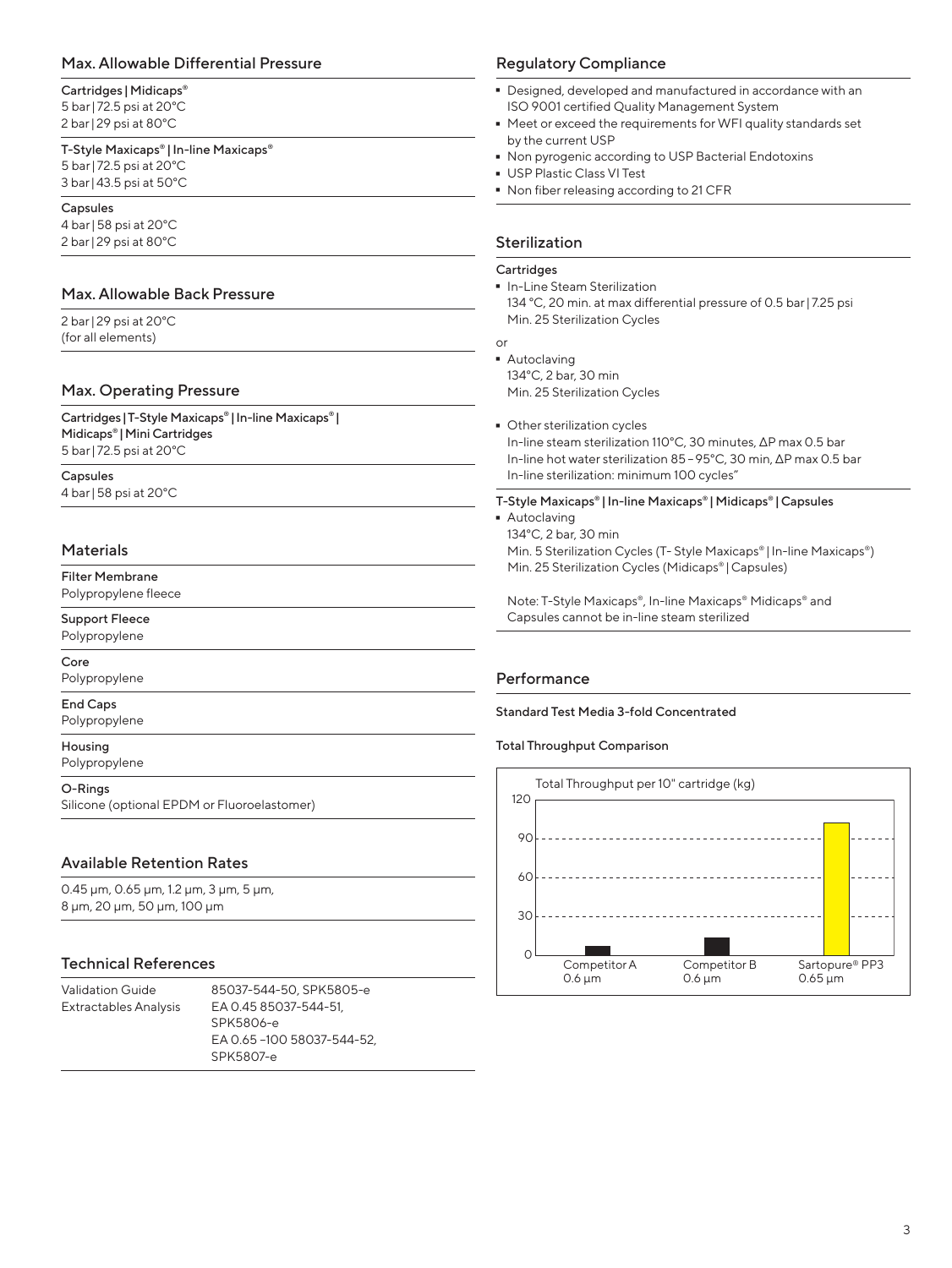## Max. Allowable Differential Pressure

**Cartridges | Midicaps®**
5 bar | 72.5 psi at 20°C
2 bar | 29 psi at 80°C

**T-Style Maxicaps® | In-line Maxicaps®**
5 bar | 72.5 psi at 20°C
3 bar | 43.5 psi at 50°C

**Capsules**
4 bar | 58 psi at 20°C
2 bar | 29 psi at 80°C

## Max. Allowable Back Pressure

2 bar | 29 psi at 20°C
(for all elements)

## Max. Operating Pressure

**Cartridges | T-Style Maxicaps® | In-line Maxicaps® | Midicaps® | Mini Cartridges**
5 bar | 72.5 psi at 20°C

**Capsules**
4 bar | 58 psi at 20°C

## Materials

**Filter Membrane**
Polypropylene fleece

**Support Fleece**
Polypropylene

**Core**
Polypropylene

**End Caps**
Polypropylene

**Housing**
Polypropylene

**O-Rings**
Silicone (optional EPDM or Fluoroelastomer)

## Available Retention Rates

0.45 µm, 0.65 µm, 1.2 µm, 3 µm, 5 µm, 8 µm, 20 µm, 50 µm, 100 µm

## Technical References

| | |
|---|---|
| Validation Guide | 85037-544-50, SPK5805-e |
| Extractables Analysis | EA 0.45 85037-544-51, SPK5806-e<br>EA 0.65 –100 58037-544-52, SPK5807-e |

## Regulatory Compliance

- Designed, developed and manufactured in accordance with an ISO 9001 certified Quality Management System
- Meet or exceed the requirements for WFI quality standards set by the current USP
- Non pyrogenic according to USP Bacterial Endotoxins
- USP Plastic Class VI Test
- Non fiber releasing according to 21 CFR

## Sterilization

**Cartridges**

- In-Line Steam Sterilization
  134 °C, 20 min. at max differential pressure of 0.5 bar | 7.25 psi
  Min. 25 Sterilization Cycles

or

- Autoclaving
  134°C, 2 bar, 30 min
  Min. 25 Sterilization Cycles

- Other sterilization cycles
  In-line steam sterilization 110°C, 30 minutes, ΔP max 0.5 bar
  In-line hot water sterilization 85 – 95°C, 30 min, ΔP max 0.5 bar
  In-line sterilization: minimum 100 cycles"

**T-Style Maxicaps® | In-line Maxicaps® | Midicaps® | Capsules**

- Autoclaving
  134°C, 2 bar, 30 min
  Min. 5 Sterilization Cycles (T- Style Maxicaps® | In-line Maxicaps®)
  Min. 25 Sterilization Cycles (Midicaps® | Capsules)

Note: T-Style Maxicaps®, In-line Maxicaps® Midicaps® and Capsules cannot be in-line steam sterilized

## Performance

**Standard Test Media 3-fold Concentrated**

**Total Throughput Comparison**

Total Throughput per 10" cartridge (kg)

Competitor A 0.6 µm | Competitor B 0.6 µm | Sartopure® PP3 0.65 µm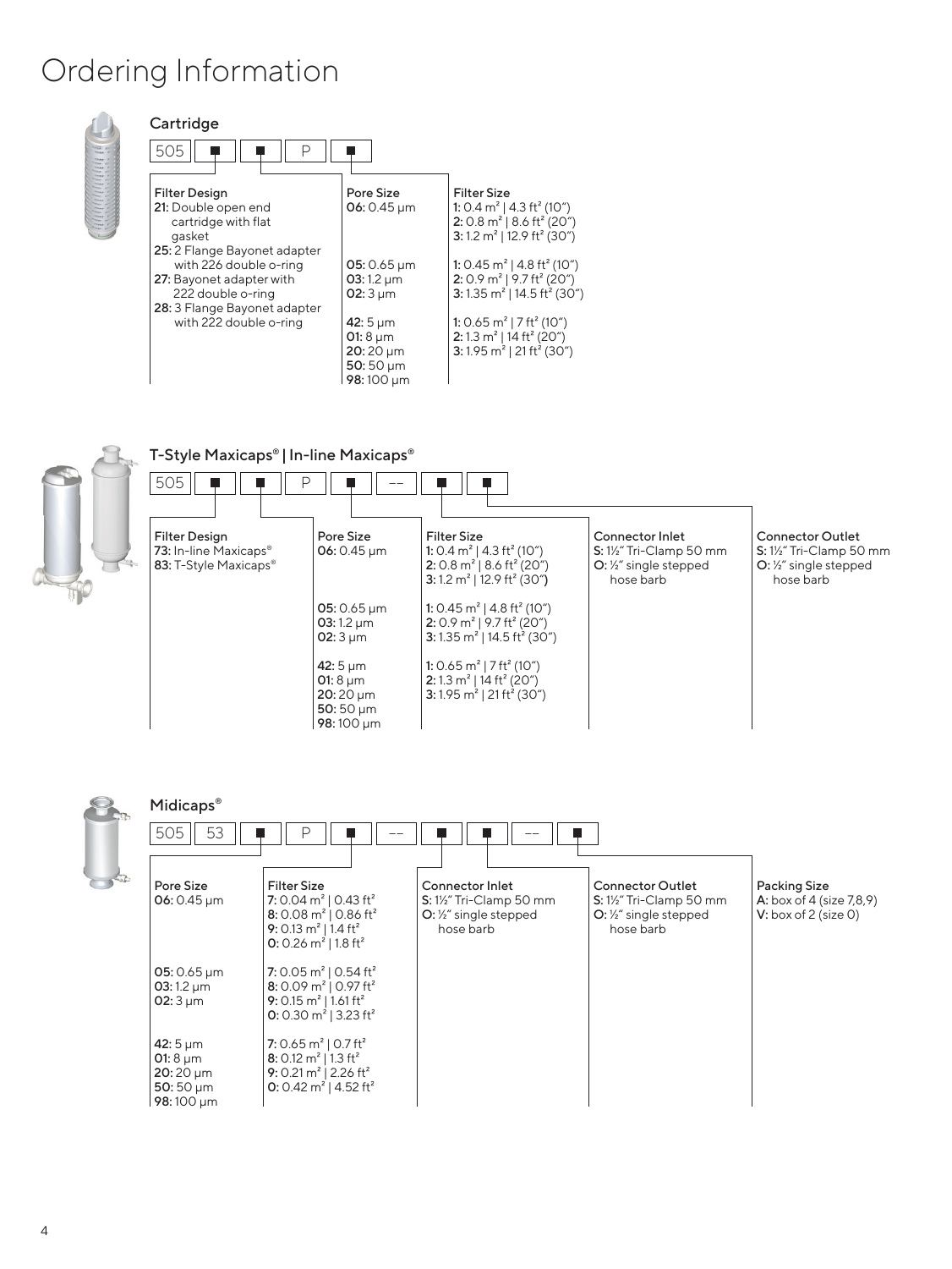# Ordering Information

## Cartridge

505 ■ ■ P ■

| Filter Design | Pore Size | Filter Size |
|---|---|---|
| **21:** Double open end cartridge with flat gasket<br>**25:** 2 Flange Bayonet adapter with 226 double o-ring<br>**27:** Bayonet adapter with 222 double o-ring<br>**28:** 3 Flange Bayonet adapter with 222 double o-ring | **06:** 0.45 µm | **1:** 0.4 m² \| 4.3 ft² (10")<br>**2:** 0.8 m² \| 8.6 ft² (20")<br>**3:** 1.2 m² \| 12.9 ft² (30") |
| | **05:** 0.65 µm<br>**03:** 1.2 µm<br>**02:** 3 µm | **1:** 0.45 m² \| 4.8 ft² (10")<br>**2:** 0.9 m² \| 9.7 ft² (20")<br>**3:** 1.35 m² \| 14.5 ft² (30") |
| | **42:** 5 µm<br>**01:** 8 µm<br>**20:** 20 µm<br>**50:** 50 µm<br>**98:** 100 µm | **1:** 0.65 m² \| 7 ft² (10")<br>**2:** 1.3 m² \| 14 ft² (20")<br>**3:** 1.95 m² \| 21 ft² (30") |

## T-Style Maxicaps® | In-line Maxicaps®

505 ■ ■ P ■ -- ■ ■

| Filter Design | Pore Size | Filter Size | Connector Inlet | Connector Outlet |
|---|---|---|---|---|
| **73:** In-line Maxicaps®<br>**83:** T-Style Maxicaps® | **06:** 0.45 µm | **1:** 0.4 m² \| 4.3 ft² (10")<br>**2:** 0.8 m² \| 8.6 ft² (20")<br>**3:** 1.2 m² \| 12.9 ft² (30") | **S:** 1½" Tri-Clamp 50 mm<br>**O:** ½" single stepped hose barb | **S:** 1½" Tri-Clamp 50 mm<br>**O:** ½" single stepped hose barb |
| | **05:** 0.65 µm<br>**03:** 1.2 µm<br>**02:** 3 µm | **1:** 0.45 m² \| 4.8 ft² (10")<br>**2:** 0.9 m² \| 9.7 ft² (20")<br>**3:** 1.35 m² \| 14.5 ft² (30") | | |
| | **42:** 5 µm<br>**01:** 8 µm<br>**20:** 20 µm<br>**50:** 50 µm<br>**98:** 100 µm | **1:** 0.65 m² \| 7 ft² (10")<br>**2:** 1.3 m² \| 14 ft² (20")<br>**3:** 1.95 m² \| 21 ft² (30") | | |

## Midicaps®

505 53 ■ P ■ -- ■ ■ -- ■

| Pore Size | Filter Size | Connector Inlet | Connector Outlet | Packing Size |
|---|---|---|---|---|
| **06:** 0.45 µm | **7:** 0.04 m² \| 0.43 ft²<br>**8:** 0.08 m² \| 0.86 ft²<br>**9:** 0.13 m² \| 1.4 ft²<br>**0:** 0.26 m² \| 1.8 ft² | **S:** 1½" Tri-Clamp 50 mm<br>**O:** ½" single stepped hose barb | **S:** 1½" Tri-Clamp 50 mm<br>**O:** ½" single stepped hose barb | **A:** box of 4 (size 7,8,9)<br>**V:** box of 2 (size 0) |
| **05:** 0.65 µm<br>**03:** 1.2 µm<br>**02:** 3 µm | **7:** 0.05 m² \| 0.54 ft²<br>**8:** 0.09 m² \| 0.97 ft²<br>**9:** 0.15 m² \| 1.61 ft²<br>**0:** 0.30 m² \| 3.23 ft² | | | |
| **42:** 5 µm<br>**01:** 8 µm<br>**20:** 20 µm<br>**50:** 50 µm<br>**98:** 100 µm | **7:** 0.65 m² \| 0.7 ft²<br>**8:** 0.12 m² \| 1.3 ft²<br>**9:** 0.21 m² \| 2.26 ft²<br>**0:** 0.42 m² \| 4.52 ft² | | | |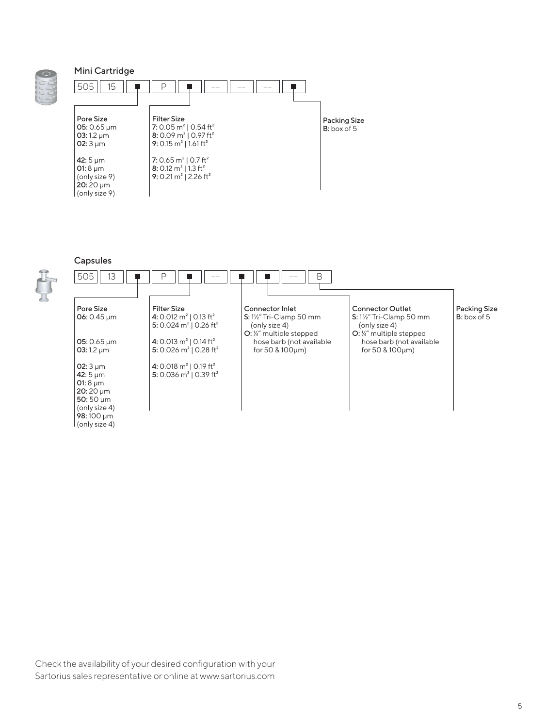## Mini Cartridge

| 505 | 15 | ■ | P | ■ | -- | -- | -- | ■ |
|---|---|---|---|---|---|---|---|---|

**Pore Size**
**05:** 0.65 µm
**03:** 1.2 µm
**02:** 3 µm

**42:** 5 µm
**01:** 8 µm (only size 9)
**20:** 20 µm (only size 9)

**Filter Size**
**7:** 0.05 m² | 0.54 ft²
**8:** 0.09 m² | 0.97 ft²
**9:** 0.15 m² | 1.61 ft²

**7:** 0.65 m² | 0.7 ft²
**8:** 0.12 m² | 1.3 ft²
**9:** 0.21 m² | 2.26 ft²

**Packing Size**
**B:** box of 5

## Capsules

| 505 | 13 | ■ | P | ■ | -- | ■ | ■ | -- | B |
|---|---|---|---|---|---|---|---|---|---|

**Pore Size**
**06:** 0.45 µm

**05:** 0.65 µm
**03:** 1.2 µm

**02:** 3 µm
**42:** 5 µm
**01:** 8 µm
**20:** 20 µm
**50:** 50 µm (only size 4)
**98:** 100 µm (only size 4)

**Filter Size**
**4:** 0.012 m² | 0.13 ft²
**5:** 0.024 m² | 0.26 ft²

**4:** 0.013 m² | 0.14 ft²
**5:** 0.026 m² | 0.28 ft²

**4:** 0.018 m² | 0.19 ft²
**5:** 0.036 m² | 0.39 ft²

**Connector Inlet**
**S:** 1½" Tri-Clamp 50 mm (only size 4)
**O:** ¼" multiple stepped hose barb (not available for 50 & 100µm)

**Connector Outlet**
**S:** 1½" Tri-Clamp 50 mm (only size 4)
**O:** ¼" multiple stepped hose barb (not available for 50 & 100µm)

**Packing Size**
**B:** box of 5

Check the availability of your desired configuration with your Sartorius sales representative or online at www.sartorius.com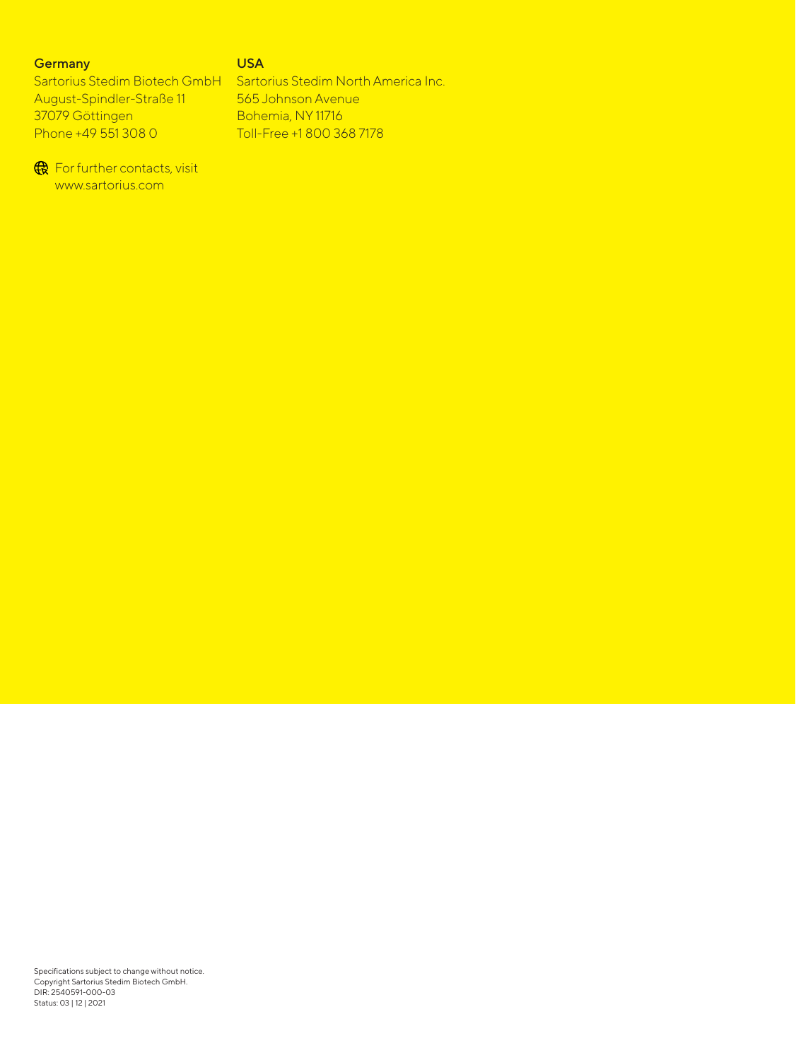**Germany**

Sartorius Stedim Biotech GmbH
August-Spindler-Straße 11
37079 Göttingen
Phone +49 551 308 0

**USA**

Sartorius Stedim North America Inc.
565 Johnson Avenue
Bohemia, NY 11716
Toll-Free +1 800 368 7178

For further contacts, visit
www.sartorius.com

Specifications subject to change without notice.
Copyright Sartorius Stedim Biotech GmbH.
DIR: 2540591-000-03
Status: 03 | 12 | 2021